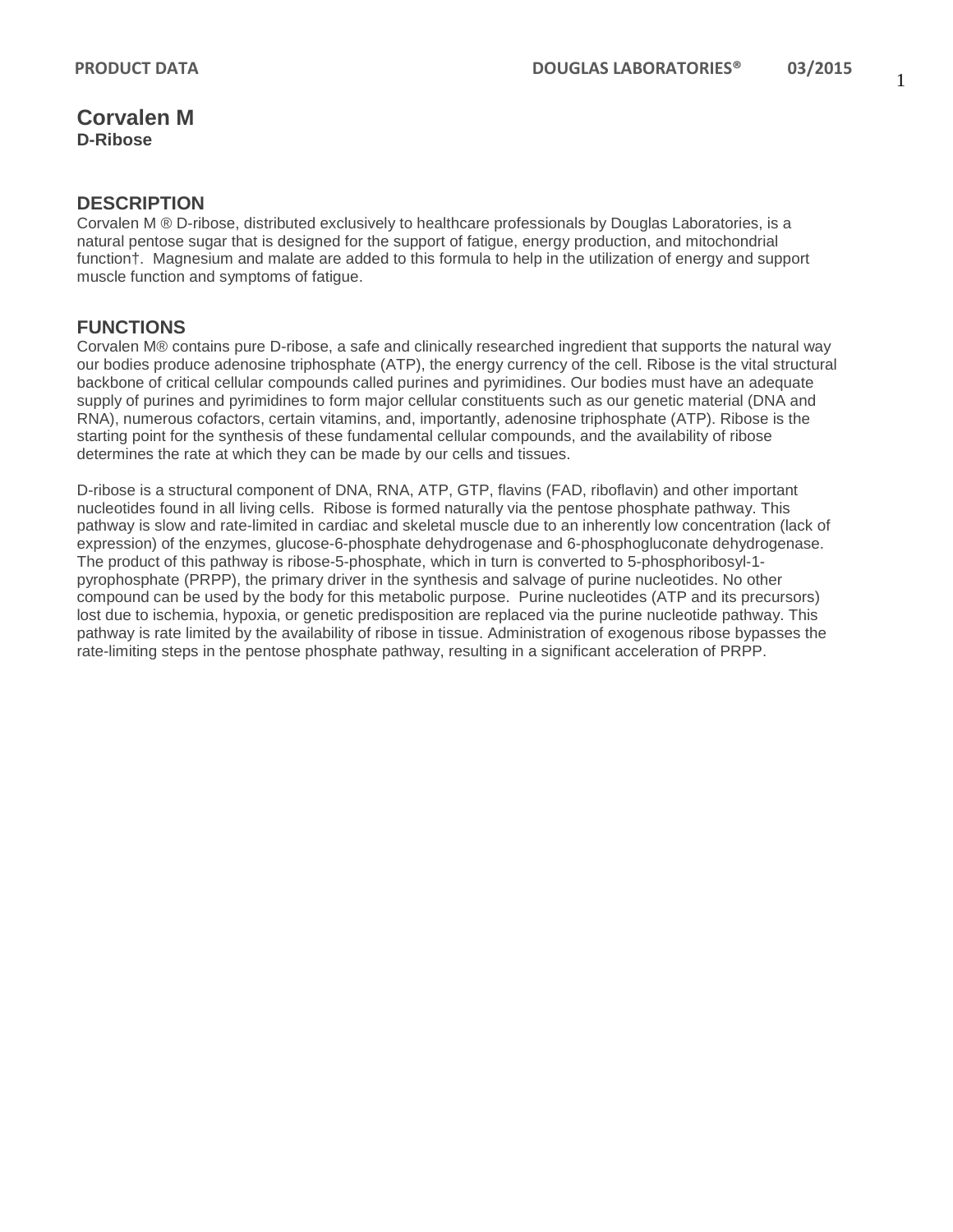# Corvalen M

**D-Ribose**

## DESCRIPTION

Corvalen M ® D-ribose, distributed exclusively to healthcare professionals by Douglas Laboratories, is a natural pentose sugar that is designed for the support of fatigue, energy production, and mitochondrial function†. Magnesium and malate are added to this formula to help in the utilization of energy and support muscle function and symptoms of fatigue.

## FUNCTIONS

Corvalen M® contains pure D-ribose, a safe and clinically researched ingredient that supports the natural way our bodies produce adenosine triphosphate (ATP), the energy currency of the cell. Ribose is the vital structural backbone of critical cellular compounds called purines and pyrimidines. Our bodies must have an adequate supply of purines and pyrimidines to form major cellular constituents such as our genetic material (DNA and RNA), numerous cofactors, certain vitamins, and, importantly, adenosine triphosphate (ATP). Ribose is the starting point for the synthesis of these fundamental cellular compounds, and the availability of ribose determines the rate at which they can be made by our cells and tissues.

D-ribose is a structural component of DNA, RNA, ATP, GTP, flavins (FAD, riboflavin) and other important nucleotides found in all living cells. Ribose is formed naturally via the pentose phosphate pathway. This pathway is slow and rate-limited in cardiac and skeletal muscle due to an inherently low concentration (lack of expression) of the enzymes, glucose-6-phosphate dehydrogenase and 6-phosphogluconate dehydrogenase. The product of this pathway is ribose-5-phosphate, which in turn is converted to 5-phosphoribosyl-1-pyrophosphate (PRPP), the primary driver in the synthesis and salvage of purine nucleotides. No other compound can be used by the body for this metabolic purpose. Purine nucleotides (ATP and its precursors) lost due to ischemia, hypoxia, or genetic predisposition are replaced via the purine nucleotide pathway. This pathway is rate limited by the availability of ribose in tissue. Administration of exogenous ribose bypasses the rate-limiting steps in the pentose phosphate pathway, resulting in a significant acceleration of PRPP.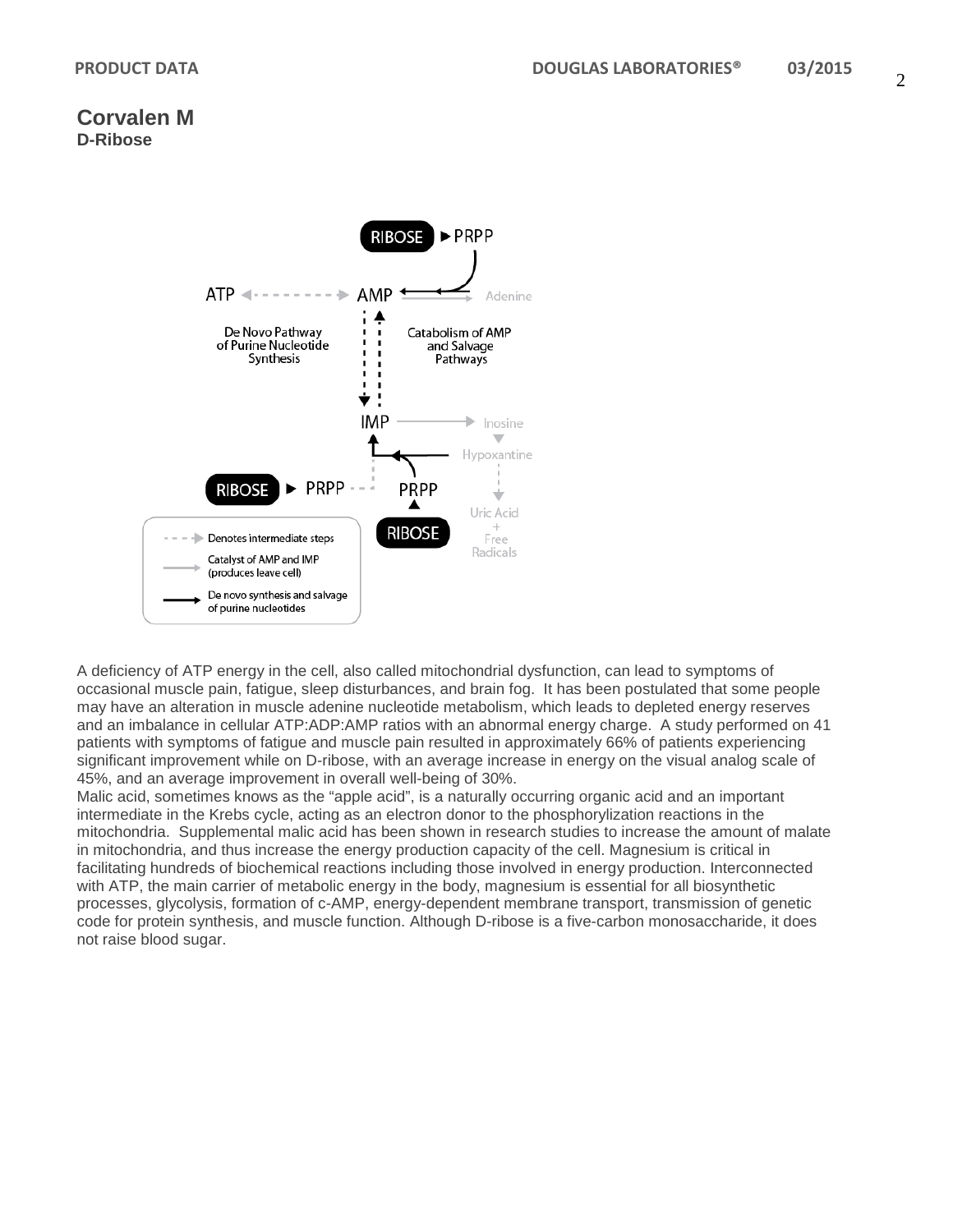# Corvalen M
**D-Ribose**

A deficiency of ATP energy in the cell, also called mitochondrial dysfunction, can lead to symptoms of occasional muscle pain, fatigue, sleep disturbances, and brain fog. It has been postulated that some people may have an alteration in muscle adenine nucleotide metabolism, which leads to depleted energy reserves and an imbalance in cellular ATP:ADP:AMP ratios with an abnormal energy charge. A study performed on 41 patients with symptoms of fatigue and muscle pain resulted in approximately 66% of patients experiencing significant improvement while on D-ribose, with an average increase in energy on the visual analog scale of 45%, and an average improvement in overall well-being of 30%.

Malic acid, sometimes knows as the “apple acid”, is a naturally occurring organic acid and an important intermediate in the Krebs cycle, acting as an electron donor to the phosphorylization reactions in the mitochondria. Supplemental malic acid has been shown in research studies to increase the amount of malate in mitochondria, and thus increase the energy production capacity of the cell. Magnesium is critical in facilitating hundreds of biochemical reactions including those involved in energy production. Interconnected with ATP, the main carrier of metabolic energy in the body, magnesium is essential for all biosynthetic processes, glycolysis, formation of c-AMP, energy-dependent membrane transport, transmission of genetic code for protein synthesis, and muscle function. Although D-ribose is a five-carbon monosaccharide, it does not raise blood sugar.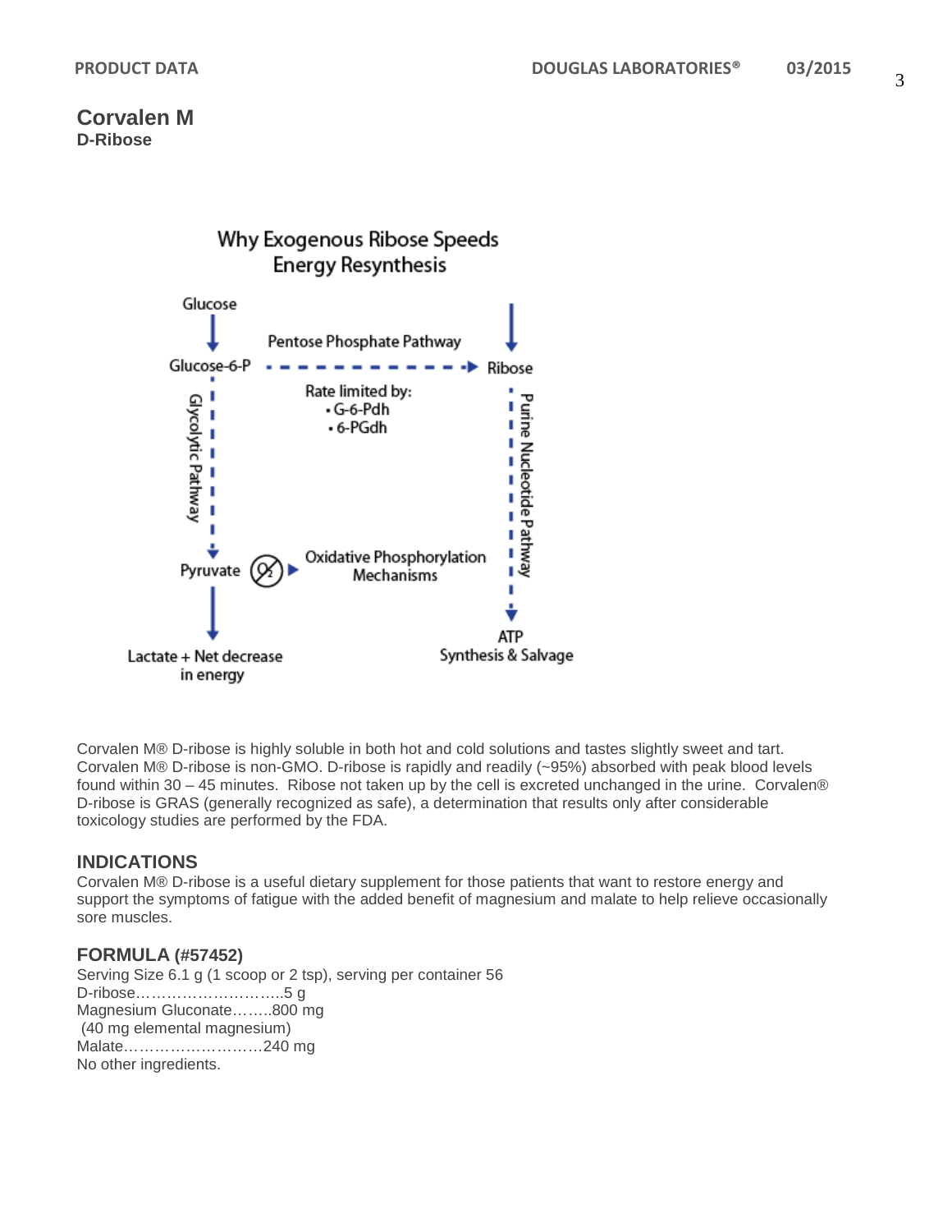# Corvalen M
**D-Ribose**

Why Exogenous Ribose Speeds Energy Resynthesis

Glucose → Glucose-6-P → (Pentose Phosphate Pathway) → Ribose

Rate limited by:
- G-6-Pdh
- 6-PGdh

Glucose-6-P → (Glycolytic Pathway) → Pyruvate → ($O_2$) Oxidative Phosphorylation Mechanisms

Pyruvate → Lactate + Net decrease in energy

Ribose → (Purine Nucleotide Pathway) → ATP Synthesis & Salvage

Corvalen M® D-ribose is highly soluble in both hot and cold solutions and tastes slightly sweet and tart. Corvalen M® D-ribose is non-GMO. D-ribose is rapidly and readily (~95%) absorbed with peak blood levels found within 30 – 45 minutes. Ribose not taken up by the cell is excreted unchanged in the urine. Corvalen® D-ribose is GRAS (generally recognized as safe), a determination that results only after considerable toxicology studies are performed by the FDA.

## INDICATIONS

Corvalen M® D-ribose is a useful dietary supplement for those patients that want to restore energy and support the symptoms of fatigue with the added benefit of magnesium and malate to help relieve occasionally sore muscles.

## FORMULA (#57452)

Serving Size 6.1 g (1 scoop or 2 tsp), serving per container 56
D-ribose………………………..5 g
Magnesium Gluconate……..800 mg
 (40 mg elemental magnesium)
Malate………………………240 mg
No other ingredients.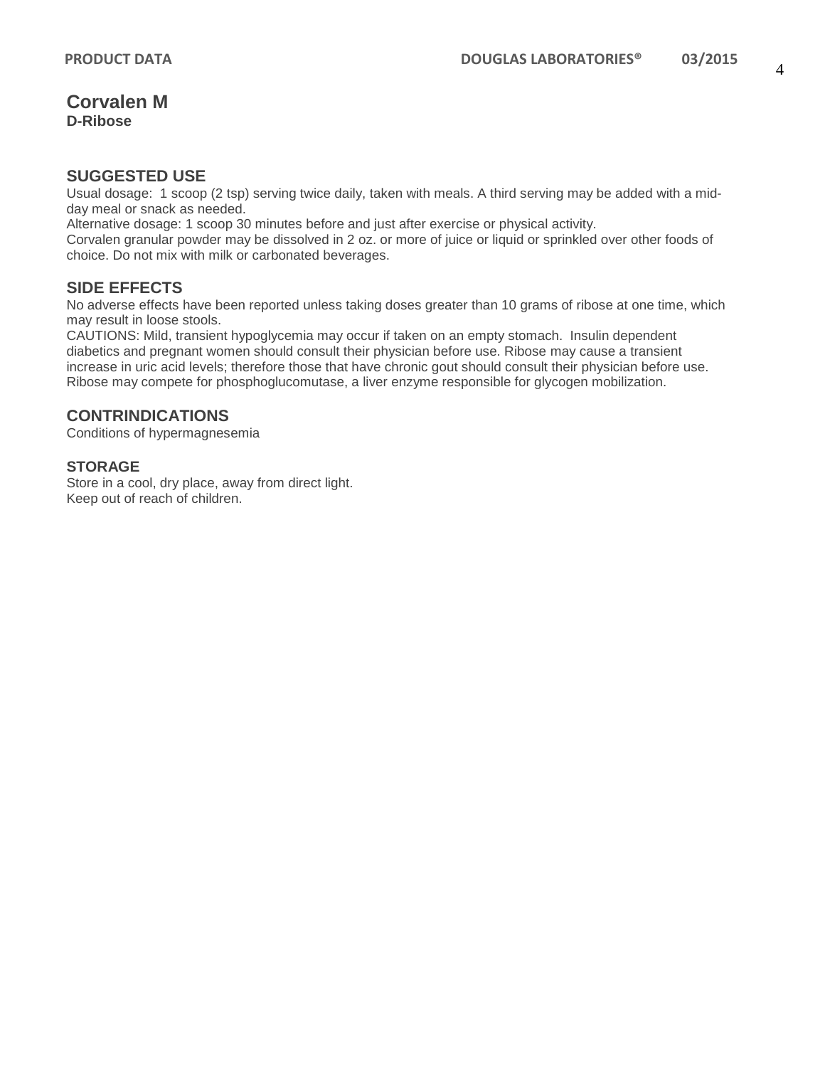# Corvalen M

**D-Ribose**

## SUGGESTED USE

Usual dosage: 1 scoop (2 tsp) serving twice daily, taken with meals. A third serving may be added with a mid-day meal or snack as needed.
Alternative dosage: 1 scoop 30 minutes before and just after exercise or physical activity.
Corvalen granular powder may be dissolved in 2 oz. or more of juice or liquid or sprinkled over other foods of choice. Do not mix with milk or carbonated beverages.

## SIDE EFFECTS

No adverse effects have been reported unless taking doses greater than 10 grams of ribose at one time, which may result in loose stools.
CAUTIONS: Mild, transient hypoglycemia may occur if taken on an empty stomach. Insulin dependent diabetics and pregnant women should consult their physician before use. Ribose may cause a transient increase in uric acid levels; therefore those that have chronic gout should consult their physician before use. Ribose may compete for phosphoglucomutase, a liver enzyme responsible for glycogen mobilization.

## CONTRINDICATIONS

Conditions of hypermagnesemia

### STORAGE

Store in a cool, dry place, away from direct light.
Keep out of reach of children.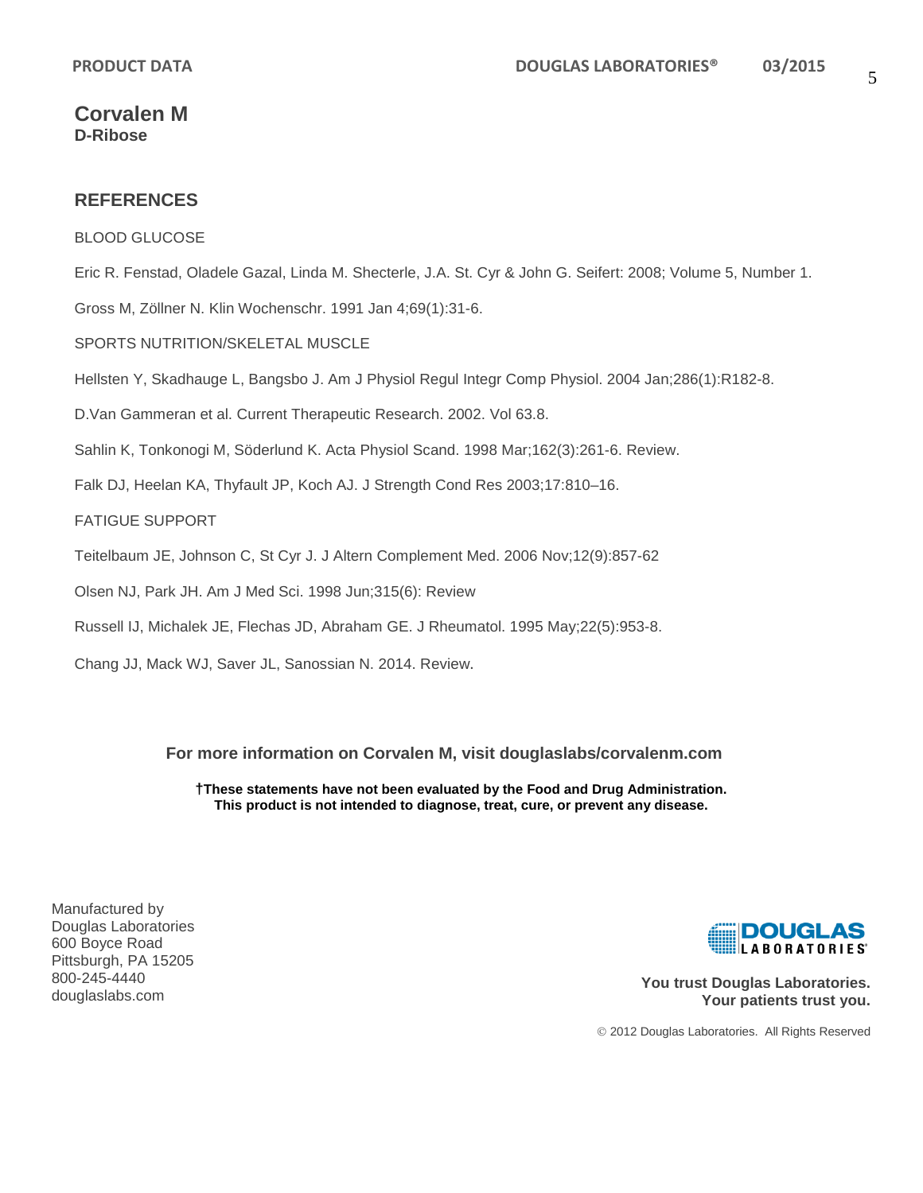# Corvalen M

**D-Ribose**

## REFERENCES

BLOOD GLUCOSE

Eric R. Fenstad, Oladele Gazal, Linda M. Shecterle, J.A. St. Cyr & John G. Seifert: 2008; Volume 5, Number 1.

Gross M, Zöllner N. Klin Wochenschr. 1991 Jan 4;69(1):31-6.

SPORTS NUTRITION/SKELETAL MUSCLE

Hellsten Y, Skadhauge L, Bangsbo J. Am J Physiol Regul Integr Comp Physiol. 2004 Jan;286(1):R182-8.

D.Van Gammeran et al. Current Therapeutic Research. 2002. Vol 63.8.

Sahlin K, Tonkonogi M, Söderlund K. Acta Physiol Scand. 1998 Mar;162(3):261-6. Review.

Falk DJ, Heelan KA, Thyfault JP, Koch AJ. J Strength Cond Res 2003;17:810–16.

FATIGUE SUPPORT

Teitelbaum JE, Johnson C, St Cyr J. J Altern Complement Med. 2006 Nov;12(9):857-62

Olsen NJ, Park JH. Am J Med Sci. 1998 Jun;315(6): Review

Russell IJ, Michalek JE, Flechas JD, Abraham GE. J Rheumatol. 1995 May;22(5):953-8.

Chang JJ, Mack WJ, Saver JL, Sanossian N. 2014. Review.

**For more information on Corvalen M, visit douglaslabs/corvalenm.com**

**†These statements have not been evaluated by the Food and Drug Administration.
This product is not intended to diagnose, treat, cure, or prevent any disease.**

Manufactured by
Douglas Laboratories
600 Boyce Road
Pittsburgh, PA 15205
800-245-4440
douglaslabs.com

DOUGLAS LABORATORIES®

**You trust Douglas Laboratories.
Your patients trust you.**

© 2012 Douglas Laboratories. All Rights Reserved